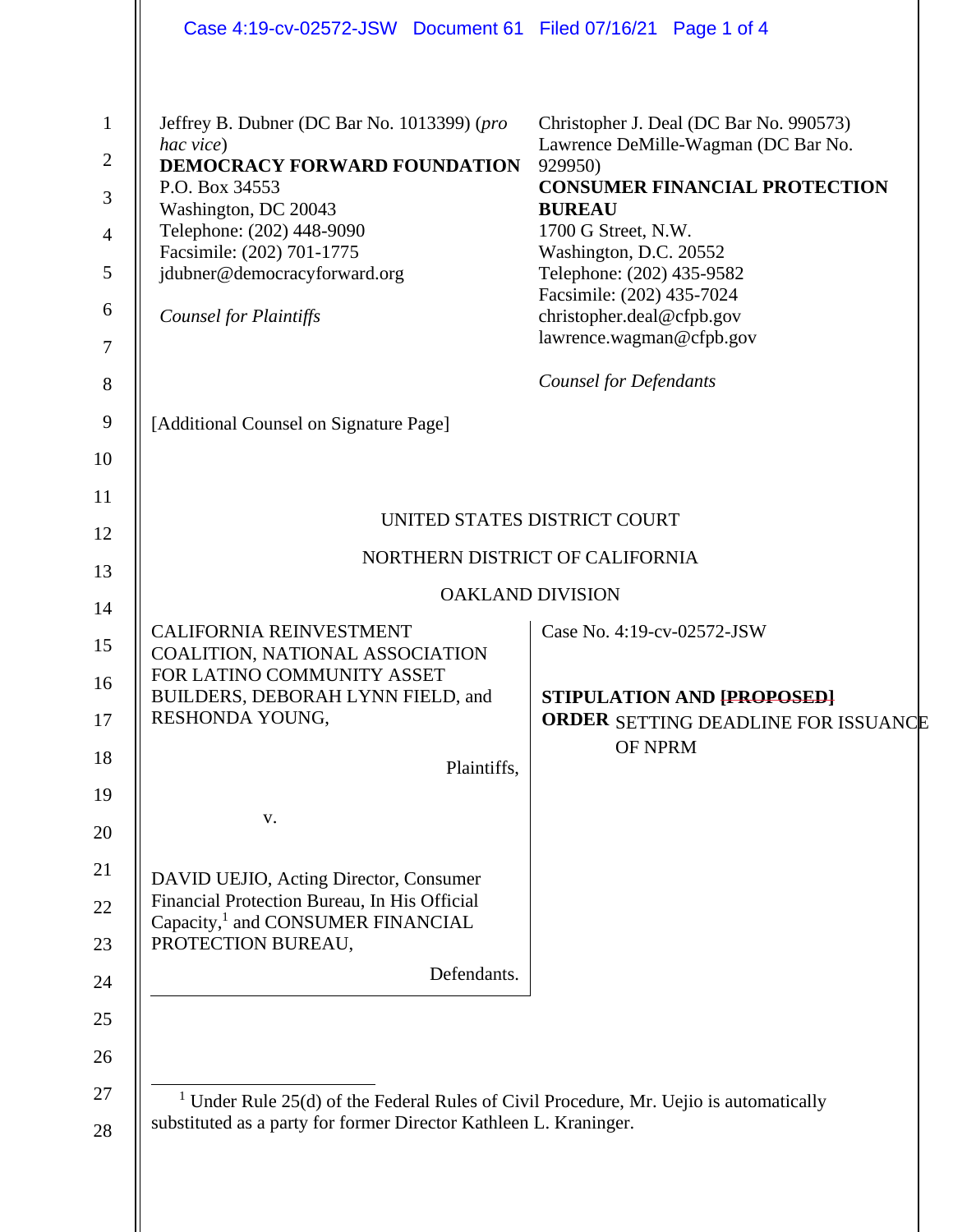Jeffrey B. Dubner (DC Bar No. 1013399) (*pro hac vice*)
**DEMOCRACY FORWARD FOUNDATION**
P.O. Box 34553
Washington, DC 20043
Telephone: (202) 448-9090
Facsimile: (202) 701-1775
jdubner@democracyforward.org

*Counsel for Plaintiffs*

Christopher J. Deal (DC Bar No. 990573)
Lawrence DeMille-Wagman (DC Bar No. 929950)
**CONSUMER FINANCIAL PROTECTION BUREAU**
1700 G Street, N.W.
Washington, D.C. 20552
Telephone: (202) 435-9582
Facsimile: (202) 435-7024
christopher.deal@cfpb.gov
lawrence.wagman@cfpb.gov

*Counsel for Defendants*

[Additional Counsel on Signature Page]

UNITED STATES DISTRICT COURT

NORTHERN DISTRICT OF CALIFORNIA

OAKLAND DIVISION

CALIFORNIA REINVESTMENT COALITION, NATIONAL ASSOCIATION FOR LATINO COMMUNITY ASSET BUILDERS, DEBORAH LYNN FIELD, and RESHONDA YOUNG,

Plaintiffs,

v.

DAVID UEJIO, Acting Director, Consumer Financial Protection Bureau, In His Official Capacity,[1] and CONSUMER FINANCIAL PROTECTION BUREAU,

Defendants.

Case No. 4:19-cv-02572-JSW

**STIPULATION AND ~~[PROPOSED]~~ ORDER** SETTING DEADLINE FOR ISSUANCE OF NPRM

[1] Under Rule 25(d) of the Federal Rules of Civil Procedure, Mr. Uejio is automatically substituted as a party for former Director Kathleen L. Kraninger.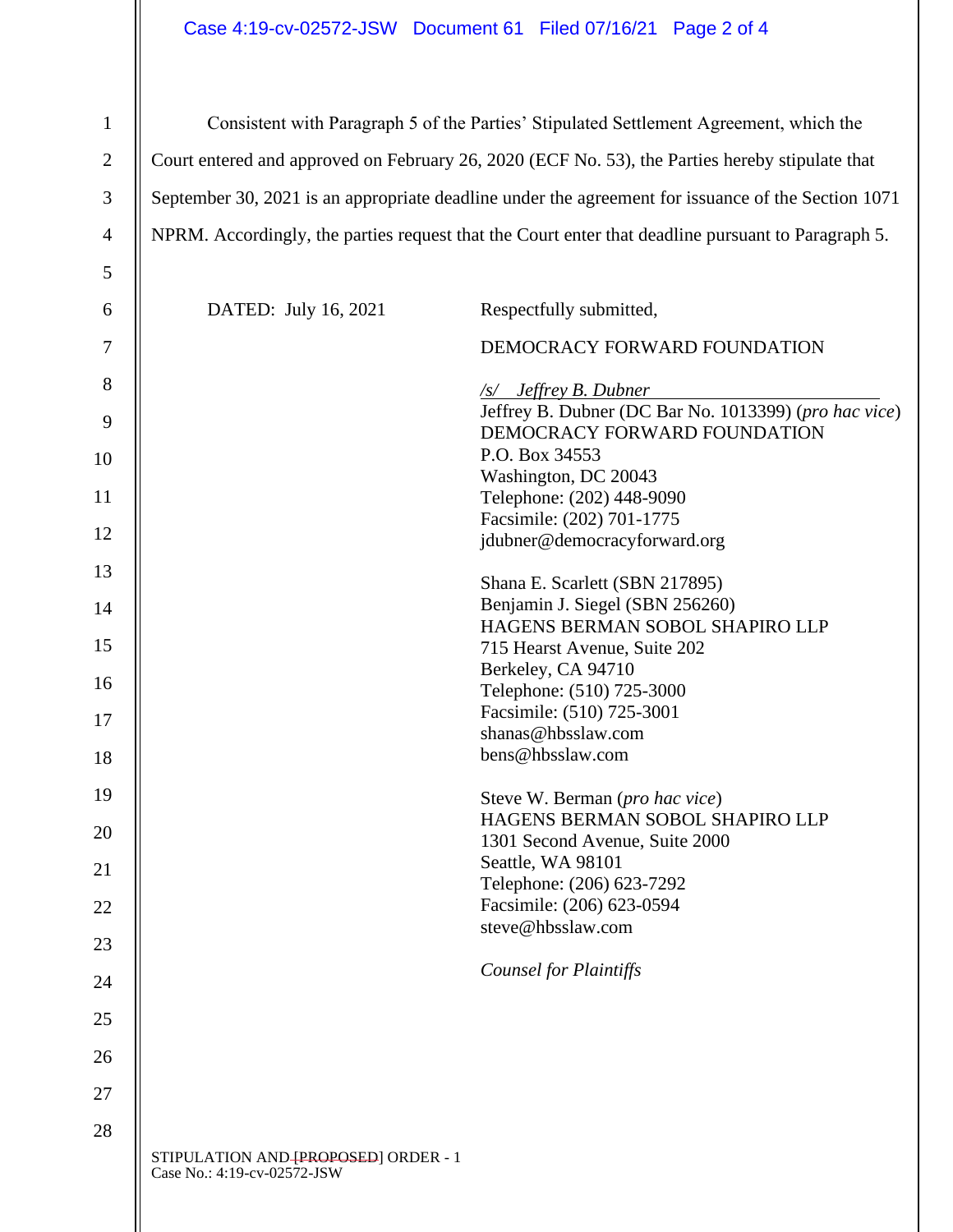Consistent with Paragraph 5 of the Parties' Stipulated Settlement Agreement, which the Court entered and approved on February 26, 2020 (ECF No. 53), the Parties hereby stipulate that September 30, 2021 is an appropriate deadline under the agreement for issuance of the Section 1071 NPRM. Accordingly, the parties request that the Court enter that deadline pursuant to Paragraph 5.

DATED: July 16, 2021

Respectfully submitted,

DEMOCRACY FORWARD FOUNDATION

*/s/ Jeffrey B. Dubner*
Jeffrey B. Dubner (DC Bar No. 1013399) (*pro hac vice*)
DEMOCRACY FORWARD FOUNDATION
P.O. Box 34553
Washington, DC 20043
Telephone: (202) 448-9090
Facsimile: (202) 701-1775
jdubner@democracyforward.org

Shana E. Scarlett (SBN 217895)
Benjamin J. Siegel (SBN 256260)
HAGENS BERMAN SOBOL SHAPIRO LLP
715 Hearst Avenue, Suite 202
Berkeley, CA 94710
Telephone: (510) 725-3000
Facsimile: (510) 725-3001
shanas@hbsslaw.com
bens@hbsslaw.com

Steve W. Berman (*pro hac vice*)
HAGENS BERMAN SOBOL SHAPIRO LLP
1301 Second Avenue, Suite 2000
Seattle, WA 98101
Telephone: (206) 623-7292
Facsimile: (206) 623-0594
steve@hbsslaw.com

*Counsel for Plaintiffs*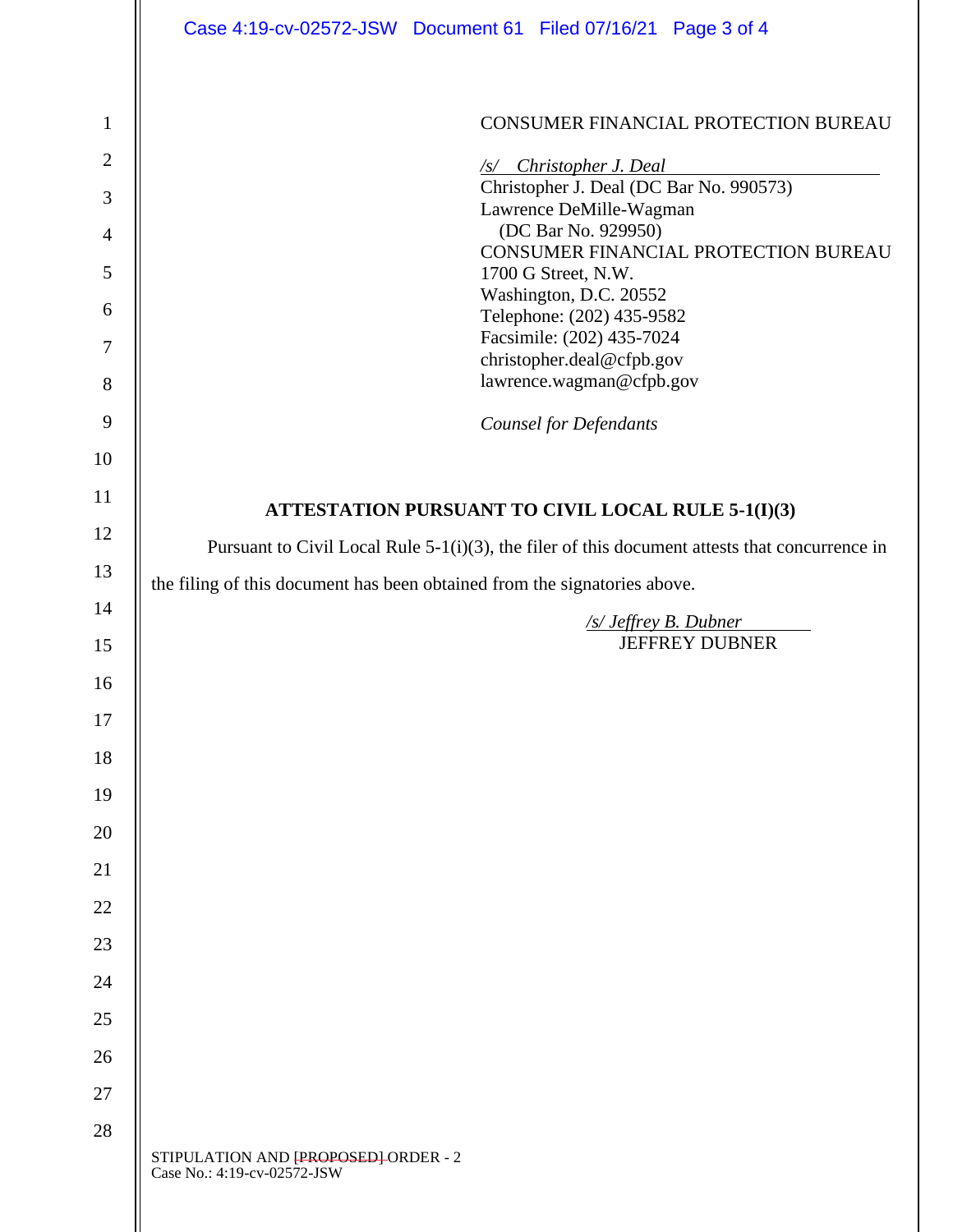CONSUMER FINANCIAL PROTECTION BUREAU

*/s/ Christopher J. Deal*
Christopher J. Deal (DC Bar No. 990573)
Lawrence DeMille-Wagman
(DC Bar No. 929950)
CONSUMER FINANCIAL PROTECTION BUREAU
1700 G Street, N.W.
Washington, D.C. 20552
Telephone: (202) 435-9582
Facsimile: (202) 435-7024
christopher.deal@cfpb.gov
lawrence.wagman@cfpb.gov

*Counsel for Defendants*

**ATTESTATION PURSUANT TO CIVIL LOCAL RULE 5-1(I)(3)**

Pursuant to Civil Local Rule 5-1(i)(3), the filer of this document attests that concurrence in the filing of this document has been obtained from the signatories above.

*/s/ Jeffrey B. Dubner*
JEFFREY DUBNER

STIPULATION AND ~~[PROPOSED]~~ ORDER - 2
Case No.: 4:19-cv-02572-JSW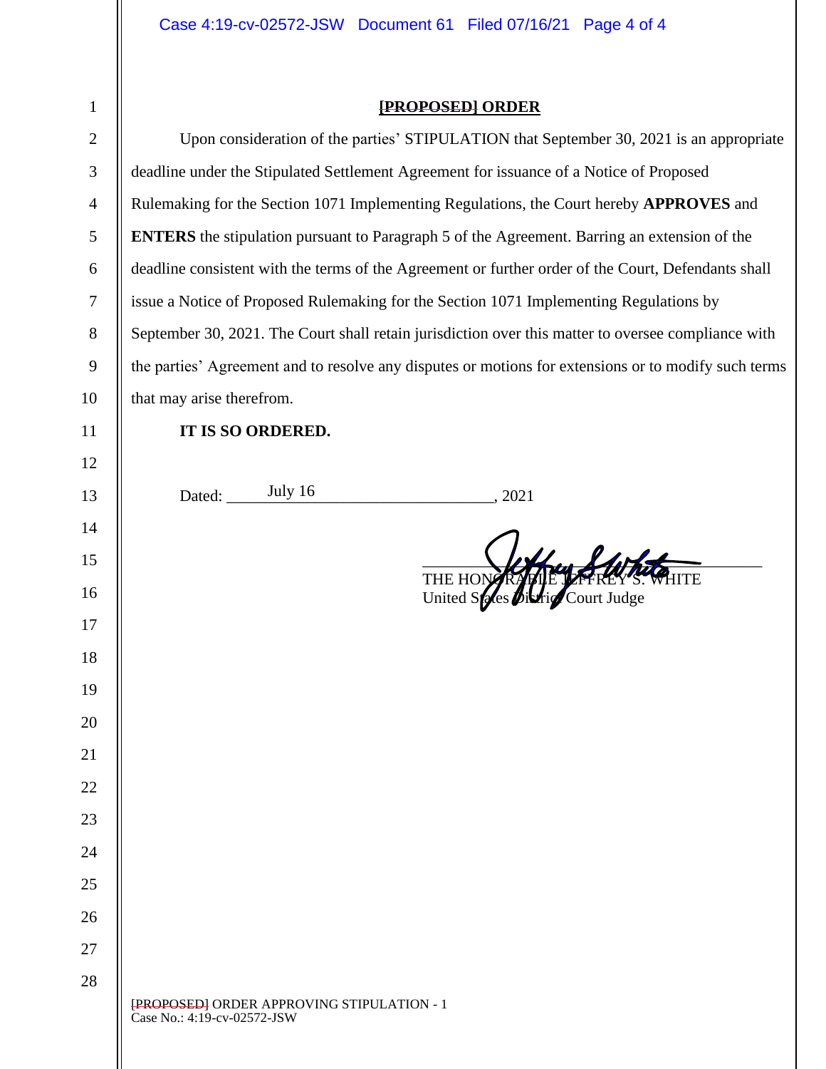**~~[PROPOSED]~~ ORDER**

Upon consideration of the parties' STIPULATION that September 30, 2021 is an appropriate deadline under the Stipulated Settlement Agreement for issuance of a Notice of Proposed Rulemaking for the Section 1071 Implementing Regulations, the Court hereby **APPROVES** and **ENTERS** the stipulation pursuant to Paragraph 5 of the Agreement. Barring an extension of the deadline consistent with the terms of the Agreement or further order of the Court, Defendants shall issue a Notice of Proposed Rulemaking for the Section 1071 Implementing Regulations by September 30, 2021. The Court shall retain jurisdiction over this matter to oversee compliance with the parties' Agreement and to resolve any disputes or motions for extensions or to modify such terms that may arise therefrom.

**IT IS SO ORDERED.**

Dated: July 16, 2021

THE HONORABLE JEFFREY S. WHITE
United States District Court Judge

~~[PROPOSED]~~ ORDER APPROVING STIPULATION - 1
Case No.: 4:19-cv-02572-JSW